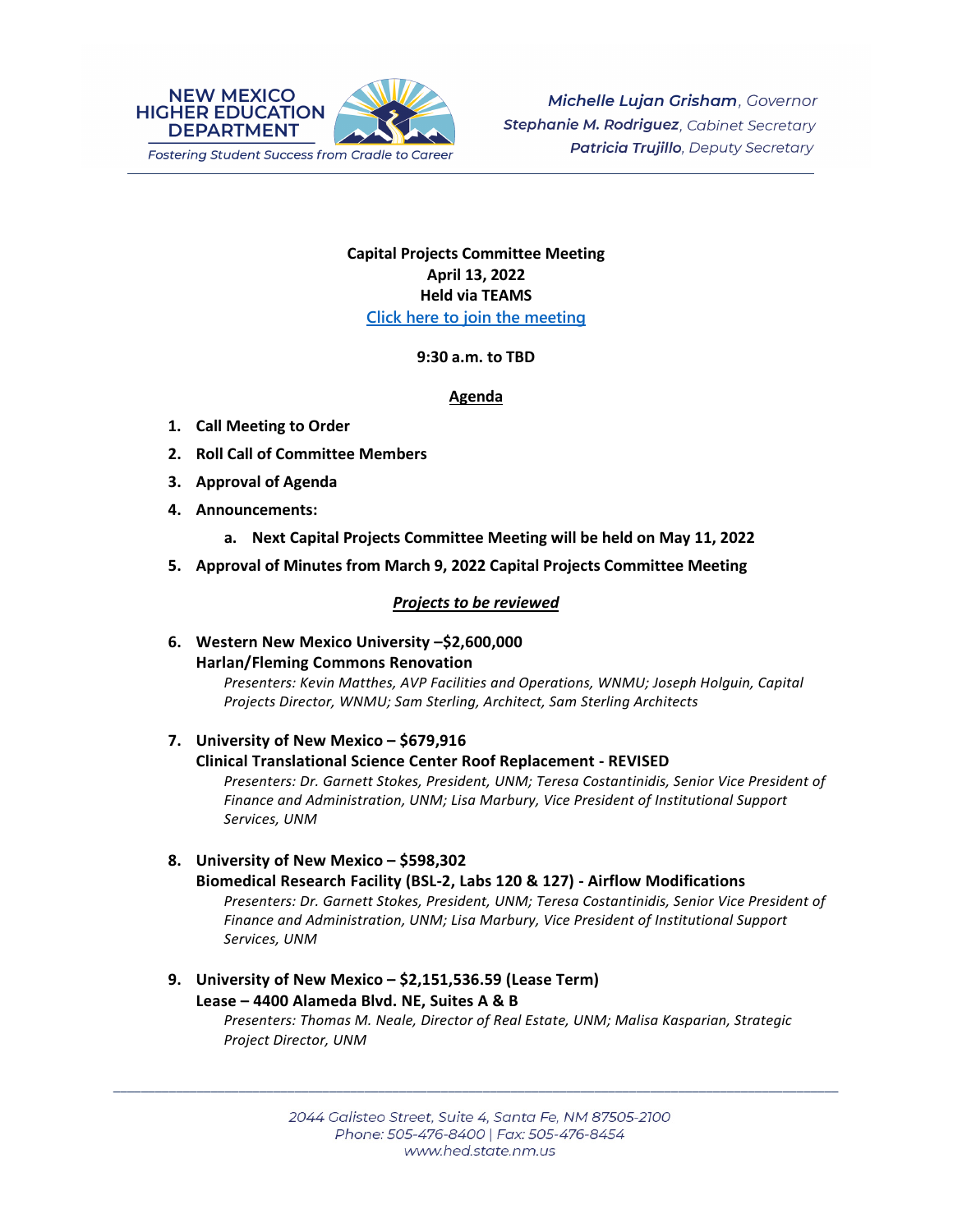NEW MEXICO HIGHER EDUCATION DEPARTMENT

*Fostering Student Success from Cradle to Career*

***Michelle Lujan Grisham**, Governor*
***Stephanie M. Rodriguez**, Cabinet Secretary*
***Patricia Trujillo**, Deputy Secretary*

**Capital Projects Committee Meeting**
**April 13, 2022**
**Held via TEAMS**
Click here to join the meeting

**9:30 a.m. to TBD**

**Agenda**

1. **Call Meeting to Order**
2. **Roll Call of Committee Members**
3. **Approval of Agenda**
4. **Announcements:**
   a. **Next Capital Projects Committee Meeting will be held on May 11, 2022**
5. **Approval of Minutes from March 9, 2022 Capital Projects Committee Meeting**

***Projects to be reviewed***

6. **Western New Mexico University –$2,600,000**
   **Harlan/Fleming Commons Renovation**
   *Presenters: Kevin Matthes, AVP Facilities and Operations, WNMU; Joseph Holguin, Capital Projects Director, WNMU; Sam Sterling, Architect, Sam Sterling Architects*

7. **University of New Mexico – $679,916**
   **Clinical Translational Science Center Roof Replacement - REVISED**
   *Presenters: Dr. Garnett Stokes, President, UNM; Teresa Costantinidis, Senior Vice President of Finance and Administration, UNM; Lisa Marbury, Vice President of Institutional Support Services, UNM*

8. **University of New Mexico – $598,302**
   **Biomedical Research Facility (BSL-2, Labs 120 & 127) - Airflow Modifications**
   *Presenters: Dr. Garnett Stokes, President, UNM; Teresa Costantinidis, Senior Vice President of Finance and Administration, UNM; Lisa Marbury, Vice President of Institutional Support Services, UNM*

9. **University of New Mexico – $2,151,536.59 (Lease Term)**
   **Lease – 4400 Alameda Blvd. NE, Suites A & B**
   *Presenters: Thomas M. Neale, Director of Real Estate, UNM; Malisa Kasparian, Strategic Project Director, UNM*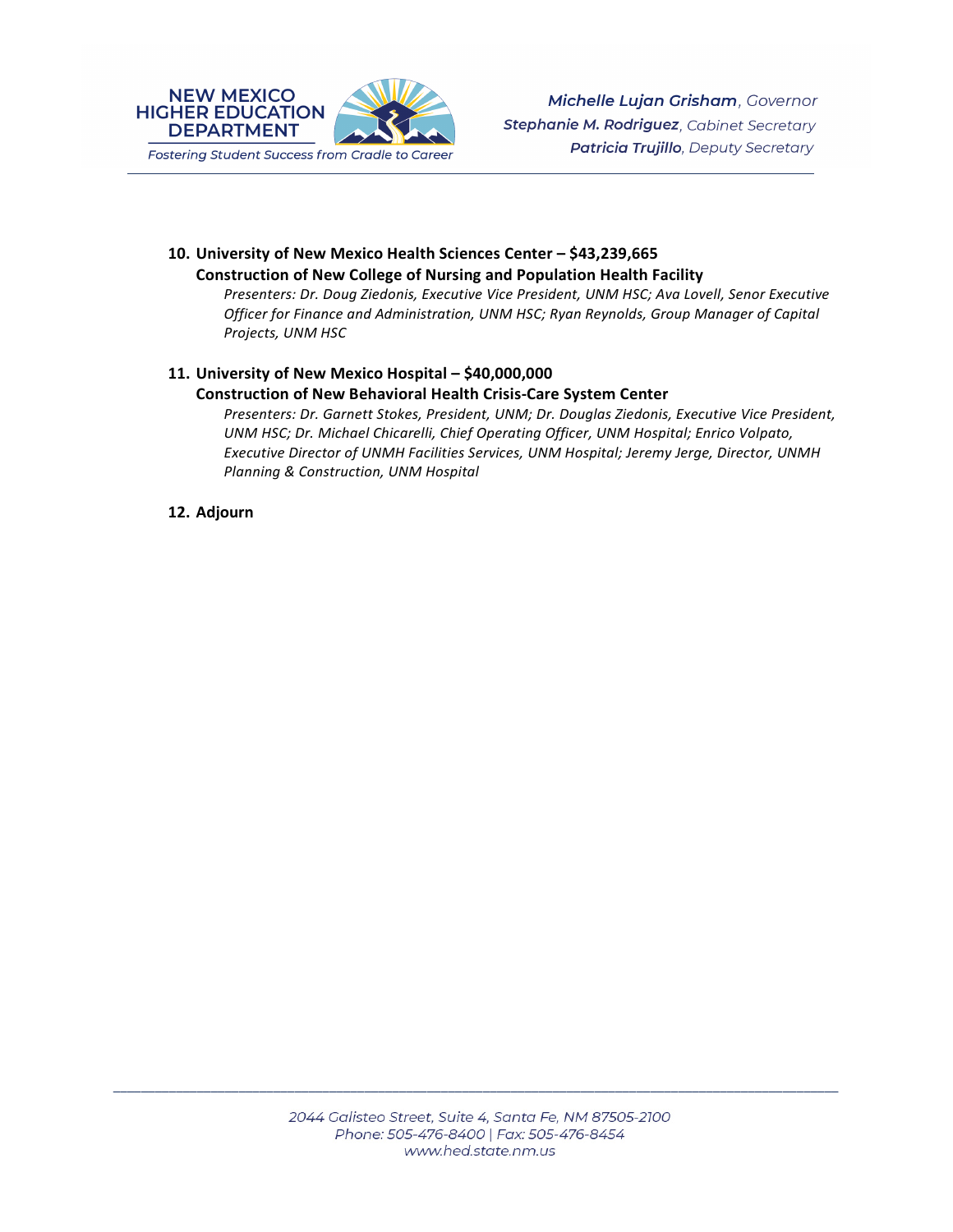10. **University of New Mexico Health Sciences Center – $43,239,665**
    **Construction of New College of Nursing and Population Health Facility**
    *Presenters: Dr. Doug Ziedonis, Executive Vice President, UNM HSC; Ava Lovell, Senor Executive Officer for Finance and Administration, UNM HSC; Ryan Reynolds, Group Manager of Capital Projects, UNM HSC*

11. **University of New Mexico Hospital – $40,000,000**
    **Construction of New Behavioral Health Crisis-Care System Center**
    *Presenters: Dr. Garnett Stokes, President, UNM; Dr. Douglas Ziedonis, Executive Vice President, UNM HSC; Dr. Michael Chicarelli, Chief Operating Officer, UNM Hospital; Enrico Volpato, Executive Director of UNMH Facilities Services, UNM Hospital; Jeremy Jerge, Director, UNMH Planning & Construction, UNM Hospital*

12. **Adjourn**